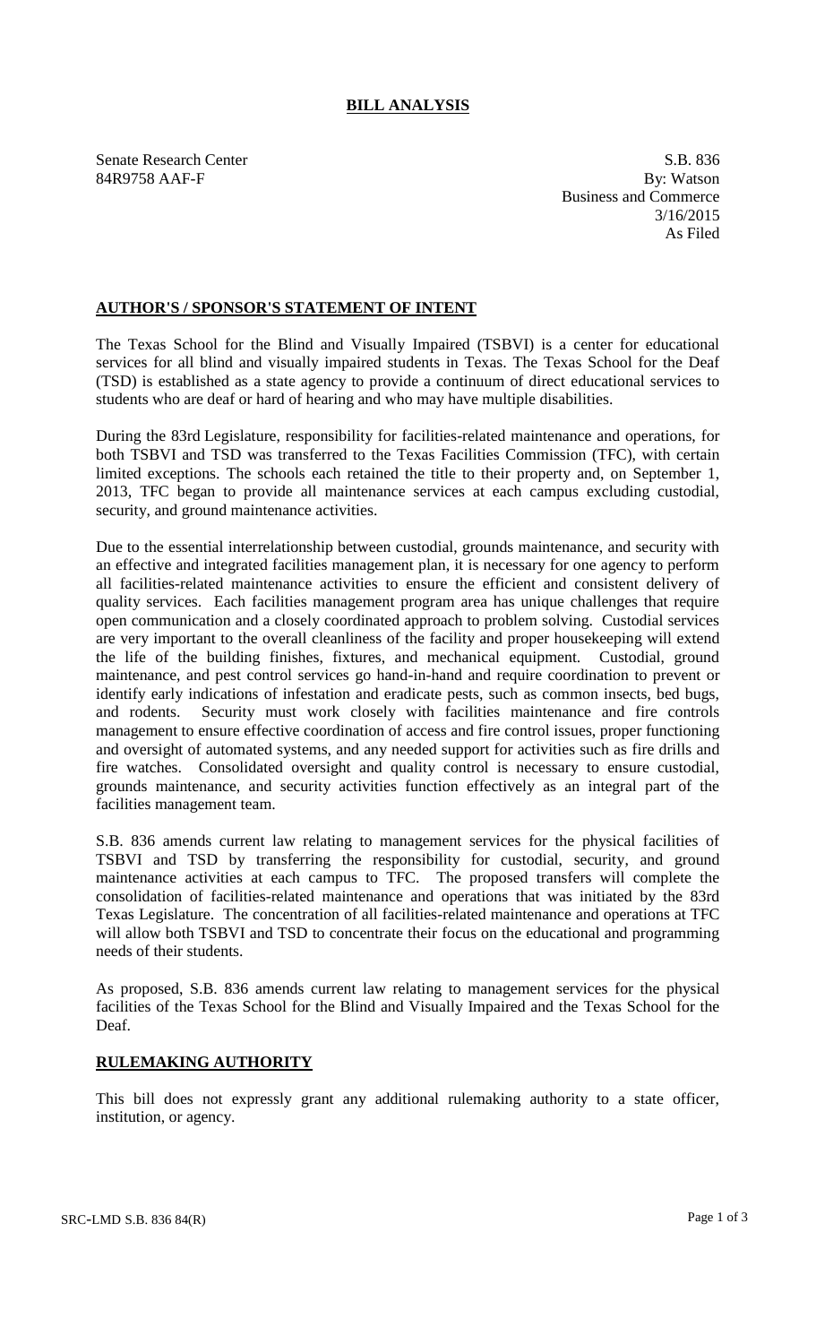# BILL ANALYSIS

Senate Research Center
84R9758 AAF-F

S.B. 836
By: Watson
Business and Commerce
3/16/2015
As Filed

## AUTHOR'S / SPONSOR'S STATEMENT OF INTENT

The Texas School for the Blind and Visually Impaired (TSBVI) is a center for educational services for all blind and visually impaired students in Texas. The Texas School for the Deaf (TSD) is established as a state agency to provide a continuum of direct educational services to students who are deaf or hard of hearing and who may have multiple disabilities.

During the 83rd Legislature, responsibility for facilities-related maintenance and operations, for both TSBVI and TSD was transferred to the Texas Facilities Commission (TFC), with certain limited exceptions. The schools each retained the title to their property and, on September 1, 2013, TFC began to provide all maintenance services at each campus excluding custodial, security, and ground maintenance activities.

Due to the essential interrelationship between custodial, grounds maintenance, and security with an effective and integrated facilities management plan, it is necessary for one agency to perform all facilities-related maintenance activities to ensure the efficient and consistent delivery of quality services. Each facilities management program area has unique challenges that require open communication and a closely coordinated approach to problem solving. Custodial services are very important to the overall cleanliness of the facility and proper housekeeping will extend the life of the building finishes, fixtures, and mechanical equipment. Custodial, ground maintenance, and pest control services go hand-in-hand and require coordination to prevent or identify early indications of infestation and eradicate pests, such as common insects, bed bugs, and rodents. Security must work closely with facilities maintenance and fire controls management to ensure effective coordination of access and fire control issues, proper functioning and oversight of automated systems, and any needed support for activities such as fire drills and fire watches. Consolidated oversight and quality control is necessary to ensure custodial, grounds maintenance, and security activities function effectively as an integral part of the facilities management team.

S.B. 836 amends current law relating to management services for the physical facilities of TSBVI and TSD by transferring the responsibility for custodial, security, and ground maintenance activities at each campus to TFC. The proposed transfers will complete the consolidation of facilities-related maintenance and operations that was initiated by the 83rd Texas Legislature. The concentration of all facilities-related maintenance and operations at TFC will allow both TSBVI and TSD to concentrate their focus on the educational and programming needs of their students.

As proposed, S.B. 836 amends current law relating to management services for the physical facilities of the Texas School for the Blind and Visually Impaired and the Texas School for the Deaf.

## RULEMAKING AUTHORITY

This bill does not expressly grant any additional rulemaking authority to a state officer, institution, or agency.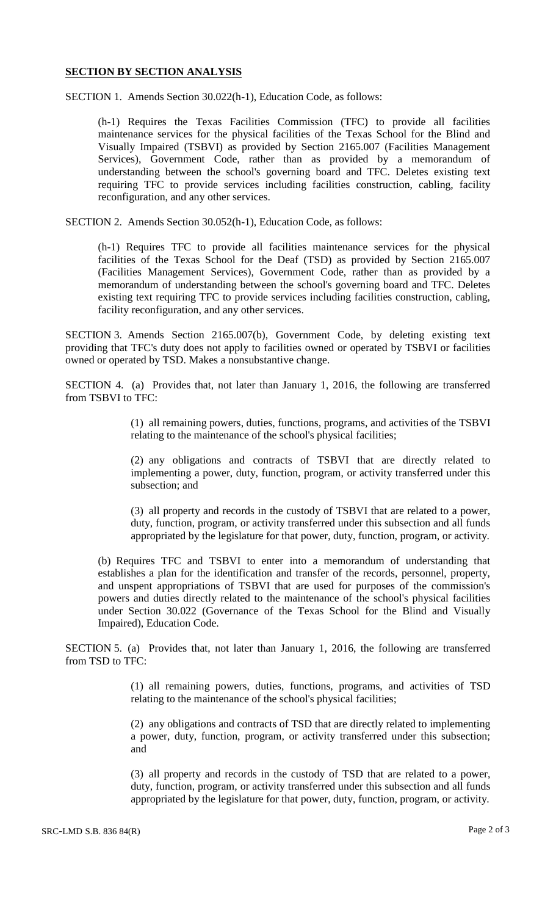## SECTION BY SECTION ANALYSIS

SECTION 1. Amends Section 30.022(h-1), Education Code, as follows:

> (h-1) Requires the Texas Facilities Commission (TFC) to provide all facilities maintenance services for the physical facilities of the Texas School for the Blind and Visually Impaired (TSBVI) as provided by Section 2165.007 (Facilities Management Services), Government Code, rather than as provided by a memorandum of understanding between the school's governing board and TFC. Deletes existing text requiring TFC to provide services including facilities construction, cabling, facility reconfiguration, and any other services.

SECTION 2. Amends Section 30.052(h-1), Education Code, as follows:

> (h-1) Requires TFC to provide all facilities maintenance services for the physical facilities of the Texas School for the Deaf (TSD) as provided by Section 2165.007 (Facilities Management Services), Government Code, rather than as provided by a memorandum of understanding between the school's governing board and TFC. Deletes existing text requiring TFC to provide services including facilities construction, cabling, facility reconfiguration, and any other services.

SECTION 3. Amends Section 2165.007(b), Government Code, by deleting existing text providing that TFC's duty does not apply to facilities owned or operated by TSBVI or facilities owned or operated by TSD. Makes a nonsubstantive change.

SECTION 4. (a) Provides that, not later than January 1, 2016, the following are transferred from TSBVI to TFC:

> (1) all remaining powers, duties, functions, programs, and activities of the TSBVI relating to the maintenance of the school's physical facilities;
>
> (2) any obligations and contracts of TSBVI that are directly related to implementing a power, duty, function, program, or activity transferred under this subsection; and
>
> (3) all property and records in the custody of TSBVI that are related to a power, duty, function, program, or activity transferred under this subsection and all funds appropriated by the legislature for that power, duty, function, program, or activity.

(b) Requires TFC and TSBVI to enter into a memorandum of understanding that establishes a plan for the identification and transfer of the records, personnel, property, and unspent appropriations of TSBVI that are used for purposes of the commission's powers and duties directly related to the maintenance of the school's physical facilities under Section 30.022 (Governance of the Texas School for the Blind and Visually Impaired), Education Code.

SECTION 5. (a) Provides that, not later than January 1, 2016, the following are transferred from TSD to TFC:

> (1) all remaining powers, duties, functions, programs, and activities of TSD relating to the maintenance of the school's physical facilities;
>
> (2) any obligations and contracts of TSD that are directly related to implementing a power, duty, function, program, or activity transferred under this subsection; and
>
> (3) all property and records in the custody of TSD that are related to a power, duty, function, program, or activity transferred under this subsection and all funds appropriated by the legislature for that power, duty, function, program, or activity.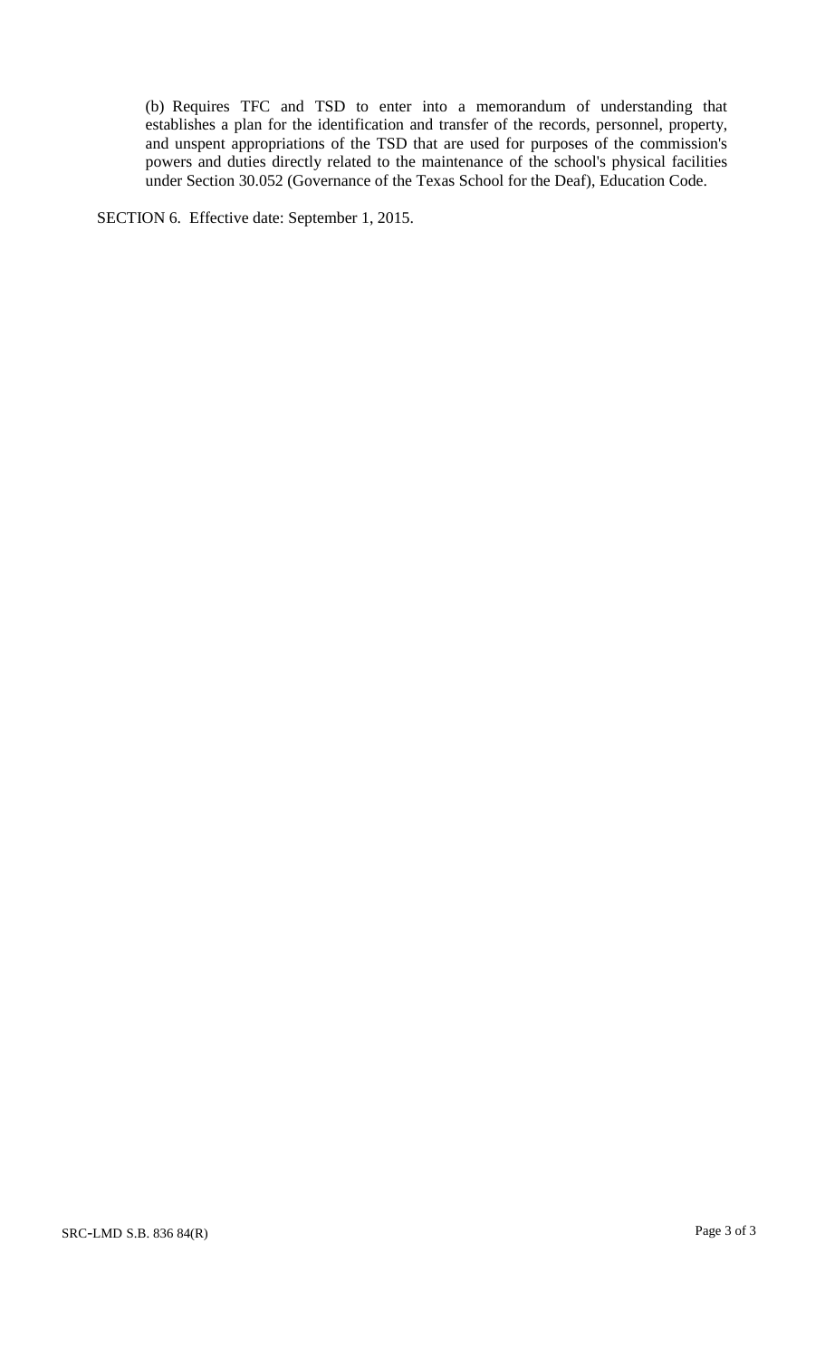(b) Requires TFC and TSD to enter into a memorandum of understanding that establishes a plan for the identification and transfer of the records, personnel, property, and unspent appropriations of the TSD that are used for purposes of the commission's powers and duties directly related to the maintenance of the school's physical facilities under Section 30.052 (Governance of the Texas School for the Deaf), Education Code.

SECTION 6. Effective date: September 1, 2015.